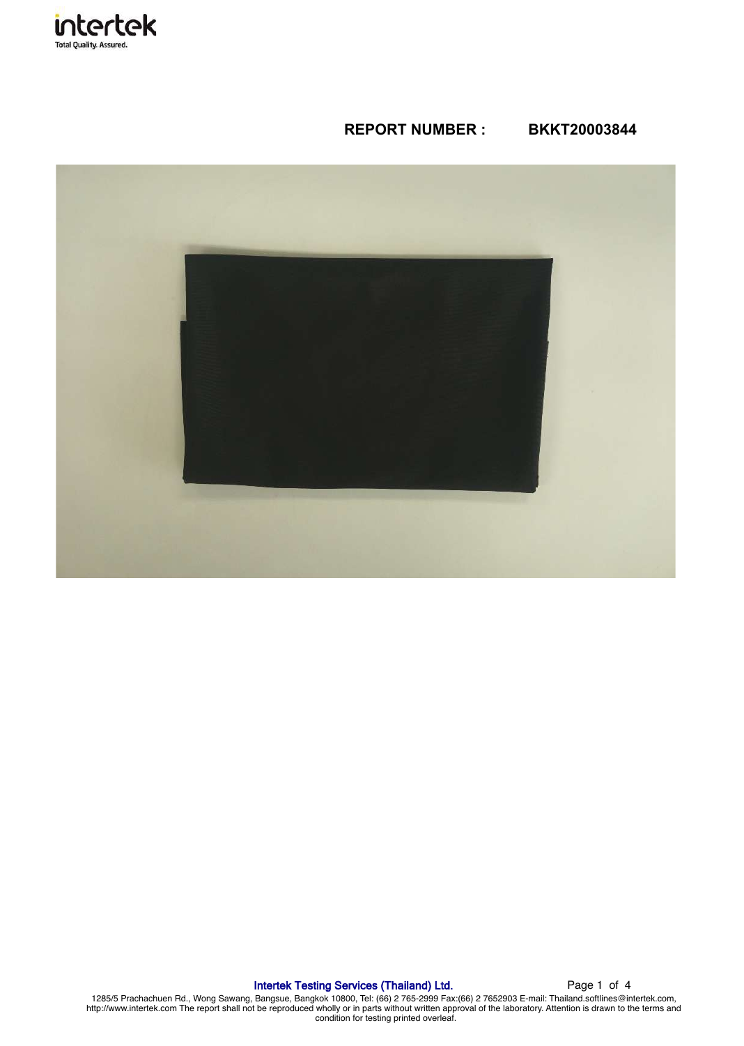**REPORT NUMBER : BKKT20003844**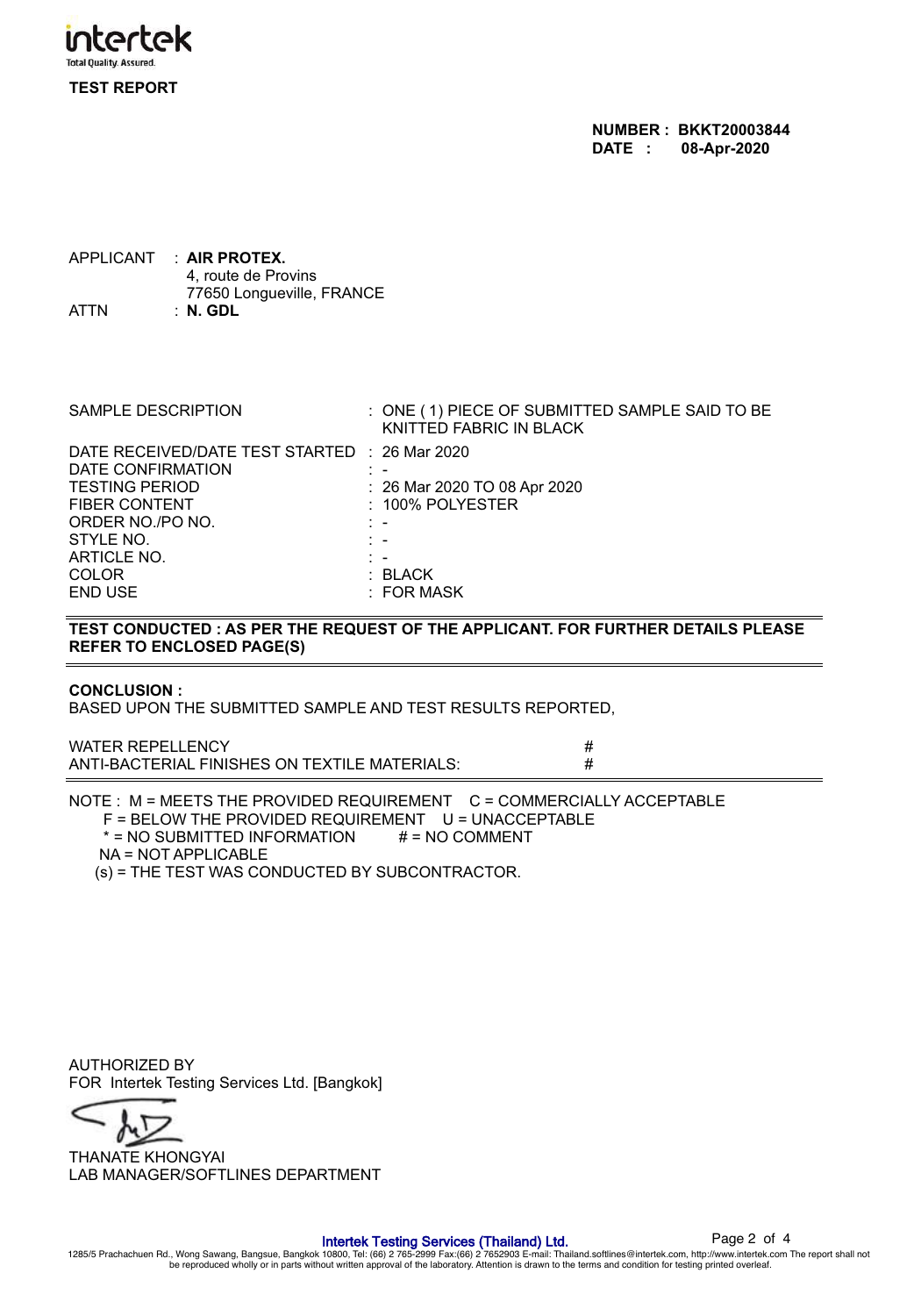intertek
Total Quality. Assured.

**TEST REPORT**

**NUMBER : BKKT20003844**
**DATE : 08-Apr-2020**

APPLICANT : **AIR PROTEX.**
4, route de Provins
77650 Longueville, FRANCE
ATTN : **N. GDL**

| | |
|---|---|
| SAMPLE DESCRIPTION | : ONE ( 1) PIECE OF SUBMITTED SAMPLE SAID TO BE KNITTED FABRIC IN BLACK |
| DATE RECEIVED/DATE TEST STARTED | : 26 Mar 2020 |
| DATE CONFIRMATION | : - |
| TESTING PERIOD | : 26 Mar 2020 TO 08 Apr 2020 |
| FIBER CONTENT | : 100% POLYESTER |
| ORDER NO./PO NO. | : - |
| STYLE NO. | : - |
| ARTICLE NO. | : - |
| COLOR | : BLACK |
| END USE | : FOR MASK |

**TEST CONDUCTED : AS PER THE REQUEST OF THE APPLICANT. FOR FURTHER DETAILS PLEASE REFER TO ENCLOSED PAGE(S)**

**CONCLUSION :**
BASED UPON THE SUBMITTED SAMPLE AND TEST RESULTS REPORTED,

| | |
|---|---|
| WATER REPELLENCY | # |
| ANTI-BACTERIAL FINISHES ON TEXTILE MATERIALS: | # |

NOTE : M = MEETS THE PROVIDED REQUIREMENT  C = COMMERCIALLY ACCEPTABLE
F = BELOW THE PROVIDED REQUIREMENT  U = UNACCEPTABLE
* = NO SUBMITTED INFORMATION  # = NO COMMENT
NA = NOT APPLICABLE
(s) = THE TEST WAS CONDUCTED BY SUBCONTRACTOR.

AUTHORIZED BY
FOR Intertek Testing Services Ltd. [Bangkok]

THANATE KHONGYAI
LAB MANAGER/SOFTLINES DEPARTMENT

Intertek Testing Services (Thailand) Ltd.
1285/5 Prachachuen Rd., Wong Sawang, Bangsue, Bangkok 10800, Tel: (66) 2 765-2999 Fax:(66) 2 7652903 E-mail: Thailand.softlines@intertek.com, http://www.intertek.com The report shall not be reproduced wholly or in parts without written approval of the laboratory. Attention is drawn to the terms and condition for testing printed overleaf.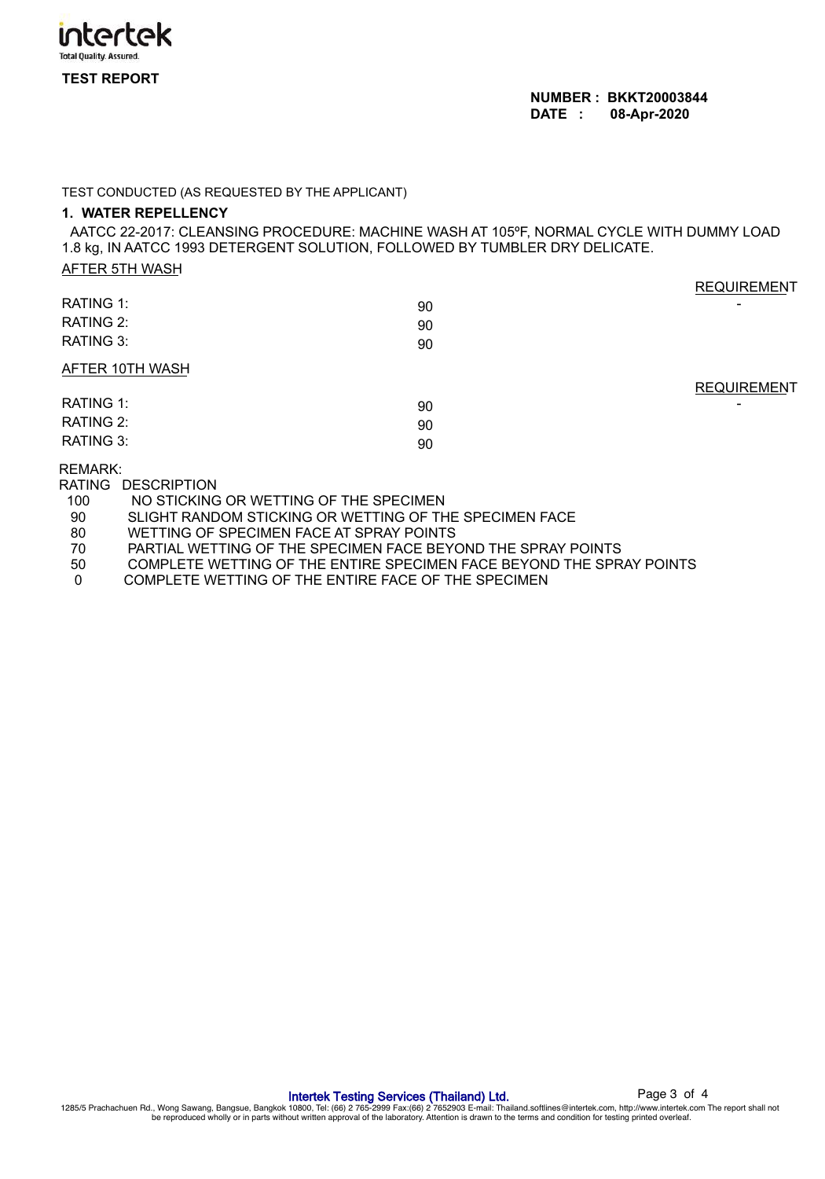**TEST REPORT**

**NUMBER : BKKT20003844**
**DATE : 08-Apr-2020**

TEST CONDUCTED (AS REQUESTED BY THE APPLICANT)

**1. WATER REPELLENCY**

AATCC 22-2017: CLEANSING PROCEDURE: MACHINE WASH AT 105ºF, NORMAL CYCLE WITH DUMMY LOAD 1.8 kg, IN AATCC 1993 DETERGENT SOLUTION, FOLLOWED BY TUMBLER DRY DELICATE.

AFTER 5TH WASH

| | | REQUIREMENT |
|---|---|---|
| RATING 1: | 90 | - |
| RATING 2: | 90 | |
| RATING 3: | 90 | |

AFTER 10TH WASH

| | | REQUIREMENT |
|---|---|---|
| RATING 1: | 90 | - |
| RATING 2: | 90 | |
| RATING 3: | 90 | |

REMARK:

| RATING | DESCRIPTION |
|---|---|
| 100 | NO STICKING OR WETTING OF THE SPECIMEN |
| 90 | SLIGHT RANDOM STICKING OR WETTING OF THE SPECIMEN FACE |
| 80 | WETTING OF SPECIMEN FACE AT SPRAY POINTS |
| 70 | PARTIAL WETTING OF THE SPECIMEN FACE BEYOND THE SPRAY POINTS |
| 50 | COMPLETE WETTING OF THE ENTIRE SPECIMEN FACE BEYOND THE SPRAY POINTS |
| 0 | COMPLETE WETTING OF THE ENTIRE FACE OF THE SPECIMEN |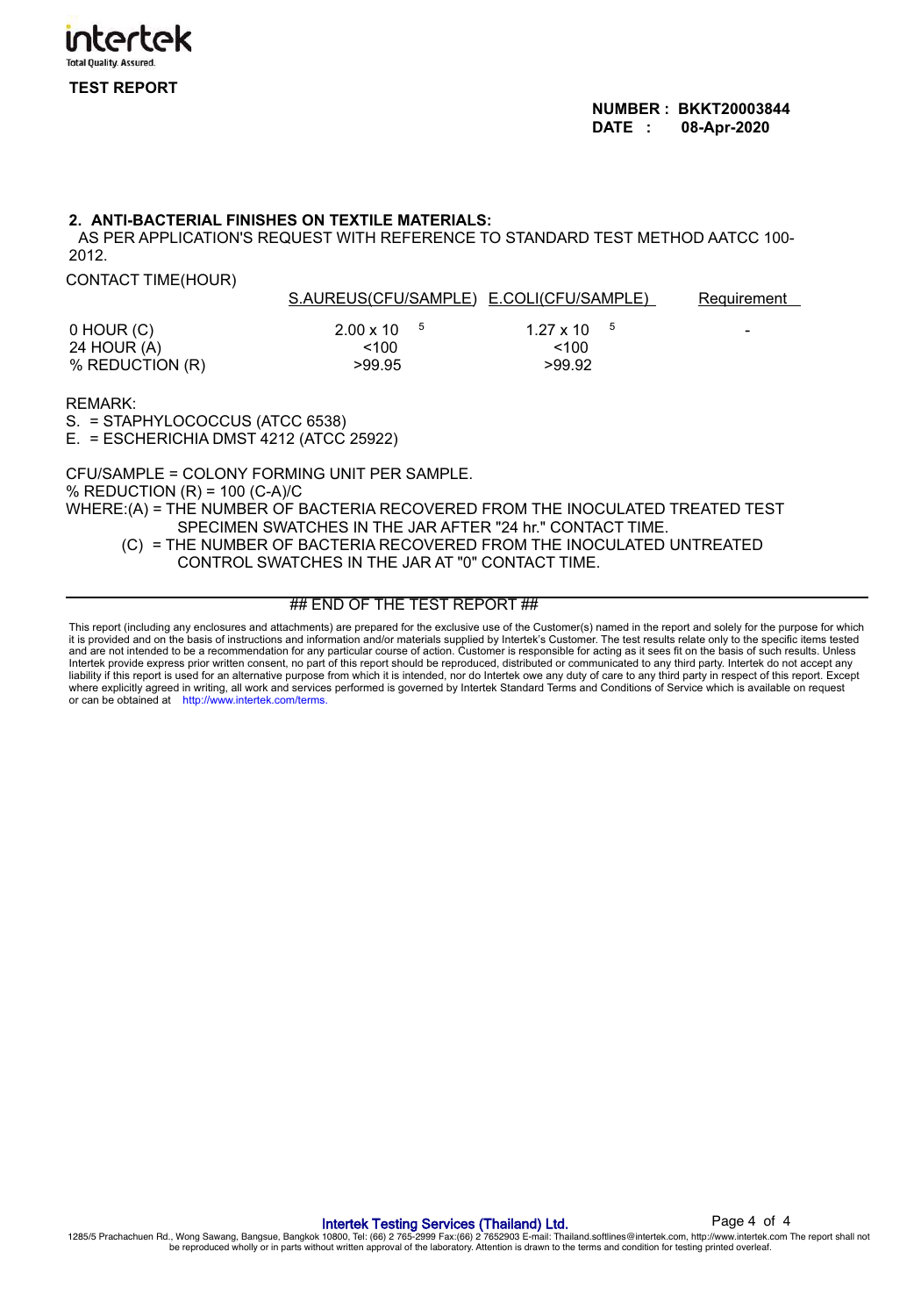**TEST REPORT**

**NUMBER : BKKT20003844**
**DATE : 08-Apr-2020**

**2. ANTI-BACTERIAL FINISHES ON TEXTILE MATERIALS:**

AS PER APPLICATION'S REQUEST WITH REFERENCE TO STANDARD TEST METHOD AATCC 100-2012.

| CONTACT TIME(HOUR) | S.AUREUS(CFU/SAMPLE) | E.COLI(CFU/SAMPLE) | Requirement |
|---|---|---|---|
| 0 HOUR (C) | $2.00 \times 10^5$ | $1.27 \times 10^5$ | - |
| 24 HOUR (A) | <100 | <100 | |
| % REDUCTION (R) | >99.95 | >99.92 | |

REMARK:

S. = STAPHYLOCOCCUS (ATCC 6538)

E. = ESCHERICHIA DMST 4212 (ATCC 25922)

CFU/SAMPLE = COLONY FORMING UNIT PER SAMPLE.

% REDUCTION (R) = 100 (C-A)/C

WHERE:(A) = THE NUMBER OF BACTERIA RECOVERED FROM THE INOCULATED TREATED TEST SPECIMEN SWATCHES IN THE JAR AFTER "24 hr." CONTACT TIME.

(C) = THE NUMBER OF BACTERIA RECOVERED FROM THE INOCULATED UNTREATED CONTROL SWATCHES IN THE JAR AT "0" CONTACT TIME.

## END OF THE TEST REPORT ##

This report (including any enclosures and attachments) are prepared for the exclusive use of the Customer(s) named in the report and solely for the purpose for which it is provided and on the basis of instructions and information and/or materials supplied by Intertek's Customer. The test results relate only to the specific items tested and are not intended to be a recommendation for any particular course of action. Customer is responsible for acting as it sees fit on the basis of such results. Unless Intertek provide express prior written consent, no part of this report should be reproduced, distributed or communicated to any third party. Intertek do not accept any liability if this report is used for an alternative purpose from which it is intended, nor do Intertek owe any duty of care to any third party in respect of this report. Except where explicitly agreed in writing, all work and services performed is governed by Intertek Standard Terms and Conditions of Service which is available on request or can be obtained at http://www.intertek.com/terms.

**Intertek Testing Services (Thailand) Ltd.**

1285/5 Prachachuen Rd., Wong Sawang, Bangsue, Bangkok 10800, Tel: (66) 2 765-2999 Fax:(66) 2 7652903 E-mail: Thailand.softlines@intertek.com, http://www.intertek.com The report shall not be reproduced wholly or in parts without written approval of the laboratory. Attention is drawn to the terms and condition for testing printed overleaf.